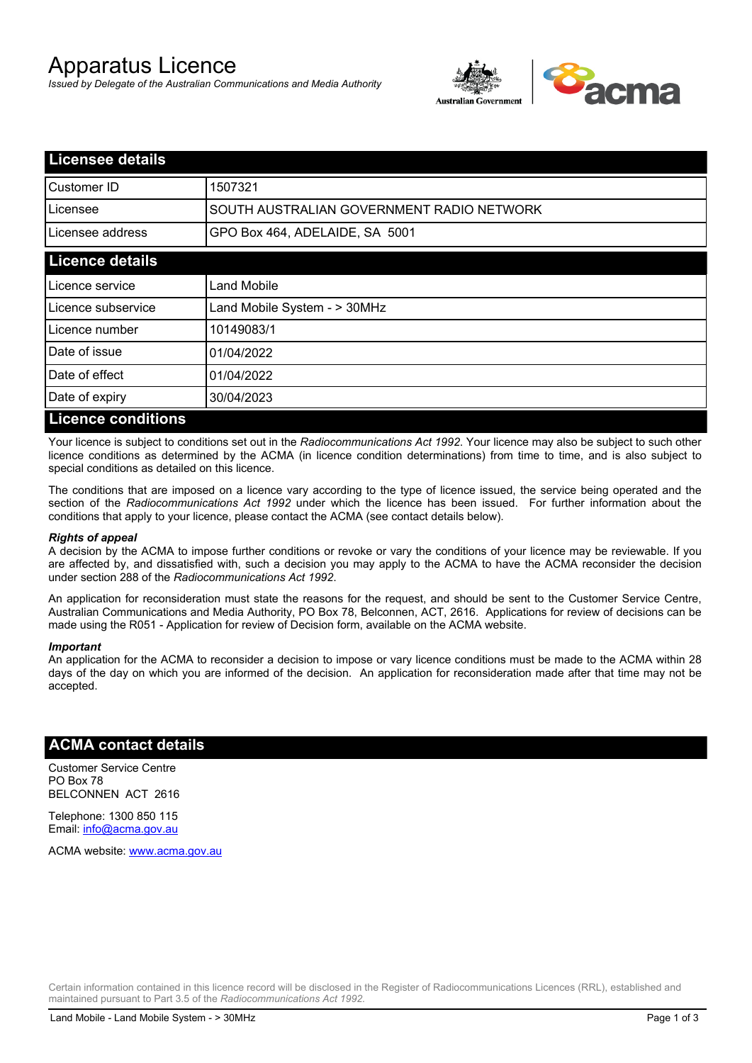# Apparatus Licence

*Issued by Delegate of the Australian Communications and Media Authority*

## Licensee details

| | |
|---|---|
| Customer ID | 1507321 |
| Licensee | SOUTH AUSTRALIAN GOVERNMENT RADIO NETWORK |
| Licensee address | GPO Box 464, ADELAIDE, SA 5001 |

## Licence details

| | |
|---|---|
| Licence service | Land Mobile |
| Licence subservice | Land Mobile System - > 30MHz |
| Licence number | 10149083/1 |
| Date of issue | 01/04/2022 |
| Date of effect | 01/04/2022 |
| Date of expiry | 30/04/2023 |

## Licence conditions

Your licence is subject to conditions set out in the *Radiocommunications Act 1992*. Your licence may also be subject to such other licence conditions as determined by the ACMA (in licence condition determinations) from time to time, and is also subject to special conditions as detailed on this licence.

The conditions that are imposed on a licence vary according to the type of licence issued, the service being operated and the section of the *Radiocommunications Act 1992* under which the licence has been issued. For further information about the conditions that apply to your licence, please contact the ACMA (see contact details below).

### *Rights of appeal*

A decision by the ACMA to impose further conditions or revoke or vary the conditions of your licence may be reviewable. If you are affected by, and dissatisfied with, such a decision you may apply to the ACMA to have the ACMA reconsider the decision under section 288 of the *Radiocommunications Act 1992*.

An application for reconsideration must state the reasons for the request, and should be sent to the Customer Service Centre, Australian Communications and Media Authority, PO Box 78, Belconnen, ACT, 2616. Applications for review of decisions can be made using the R051 - Application for review of Decision form, available on the ACMA website.

### *Important*

An application for the ACMA to reconsider a decision to impose or vary licence conditions must be made to the ACMA within 28 days of the day on which you are informed of the decision. An application for reconsideration made after that time may not be accepted.

## ACMA contact details

Customer Service Centre
PO Box 78
BELCONNEN ACT 2616

Telephone: 1300 850 115
Email: info@acma.gov.au

ACMA website: www.acma.gov.au

Certain information contained in this licence record will be disclosed in the Register of Radiocommunications Licences (RRL), established and maintained pursuant to Part 3.5 of the *Radiocommunications Act 1992.*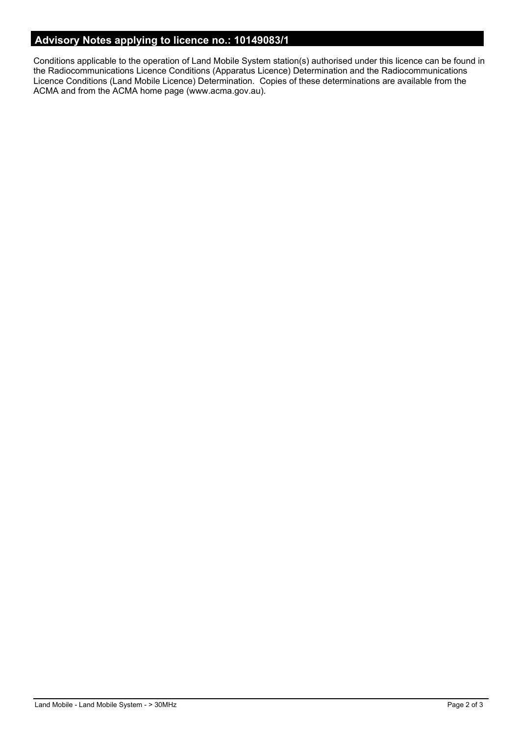## Advisory Notes applying to licence no.: 10149083/1

Conditions applicable to the operation of Land Mobile System station(s) authorised under this licence can be found in the Radiocommunications Licence Conditions (Apparatus Licence) Determination and the Radiocommunications Licence Conditions (Land Mobile Licence) Determination. Copies of these determinations are available from the ACMA and from the ACMA home page (www.acma.gov.au).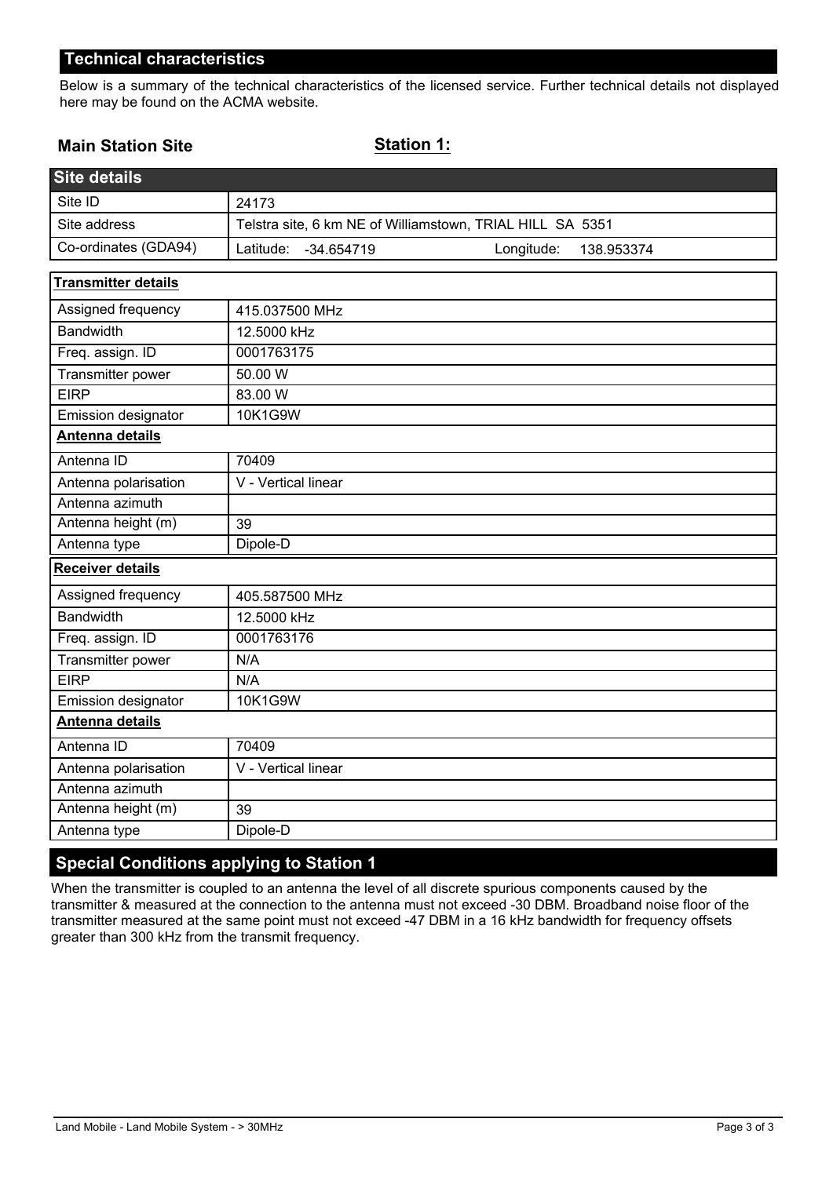## Technical characteristics

Below is a summary of the technical characteristics of the licensed service. Further technical details not displayed here may be found on the ACMA website.

**Main Station Site** **Station 1:**

| Site details | |
|---|---|
| Site ID | 24173 |
| Site address | Telstra site, 6 km NE of Williamstown, TRIAL HILL SA 5351 |
| Co-ordinates (GDA94) | Latitude: -34.654719 Longitude: 138.953374 |

| Transmitter details | |
|---|---|
| Assigned frequency | 415.037500 MHz |
| Bandwidth | 12.5000 kHz |
| Freq. assign. ID | 0001763175 |
| Transmitter power | 50.00 W |
| EIRP | 83.00 W |
| Emission designator | 10K1G9W |
| **Antenna details** | |
| Antenna ID | 70409 |
| Antenna polarisation | V - Vertical linear |
| Antenna azimuth | |
| Antenna height (m) | 39 |
| Antenna type | Dipole-D |

| Receiver details | |
|---|---|
| Assigned frequency | 405.587500 MHz |
| Bandwidth | 12.5000 kHz |
| Freq. assign. ID | 0001763176 |
| Transmitter power | N/A |
| EIRP | N/A |
| Emission designator | 10K1G9W |
| **Antenna details** | |
| Antenna ID | 70409 |
| Antenna polarisation | V - Vertical linear |
| Antenna azimuth | |
| Antenna height (m) | 39 |
| Antenna type | Dipole-D |

## Special Conditions applying to Station 1

When the transmitter is coupled to an antenna the level of all discrete spurious components caused by the transmitter & measured at the connection to the antenna must not exceed -30 DBM. Broadband noise floor of the transmitter measured at the same point must not exceed -47 DBM in a 16 kHz bandwidth for frequency offsets greater than 300 kHz from the transmit frequency.